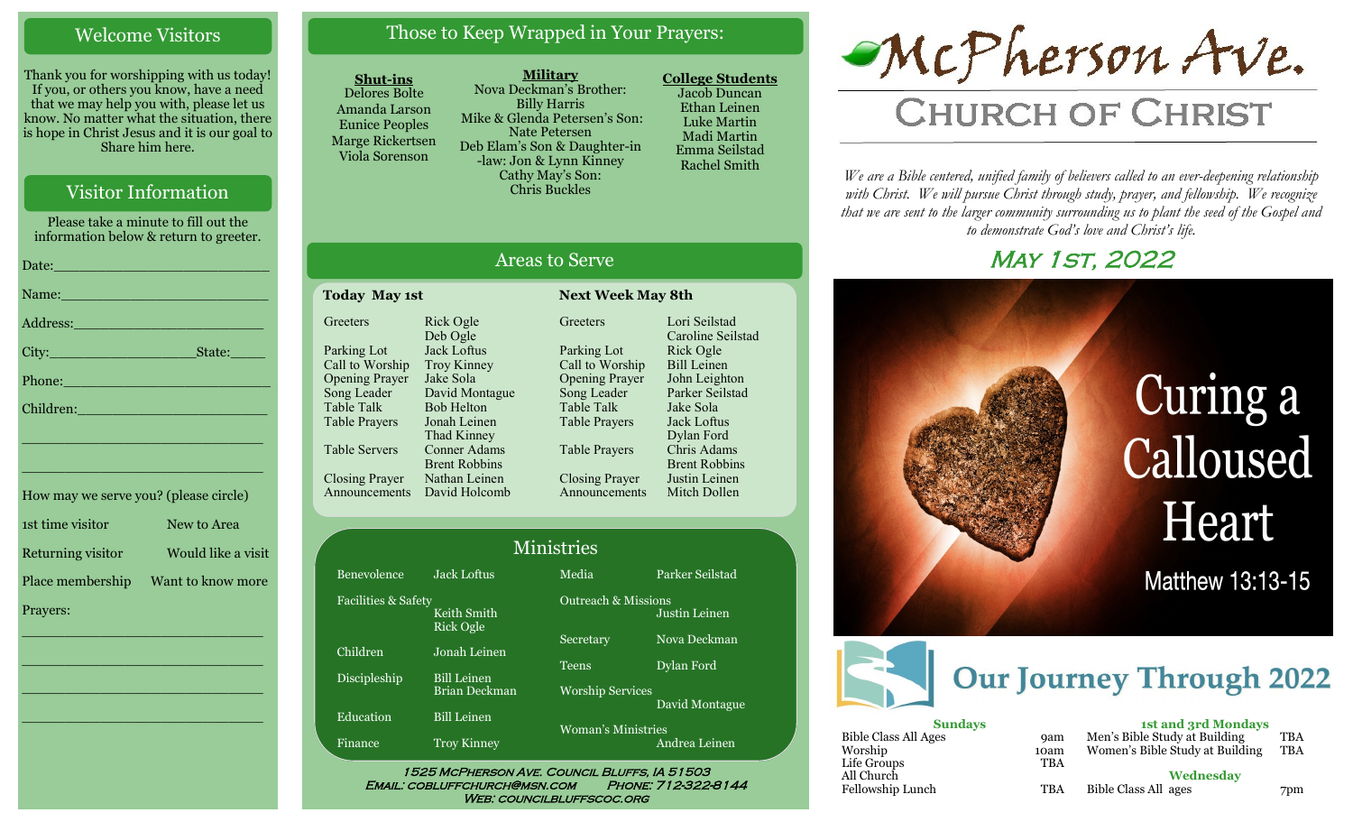## Welcome Visitors

Thank you for worshipping with us today! If you, or others you know, have a need that we may help you with, please let us know. No matter what the situation, there is hope in Christ Jesus and it is our goal to Share him here.

## Visitor Information

Please take a minute to fill out the information below & return to greeter.

Date:___________________________

Name:__________________________

Address:________________________

City:__________________State:_____

Phone:__________________________

Children:________________________

_______________________________

_______________________________

How may we serve you? (please circle)

1st time visitor    New to Area

Returning visitor    Would like a visit

Place membership    Want to know more

Prayers:

_______________________________

_______________________________

_______________________________

_______________________________

## Those to Keep Wrapped in Your Prayers:

**Shut-ins**
Delores Bolte
Amanda Larson
Eunice Peoples
Marge Rickertsen
Viola Sorenson

**Military**
Nova Deckman's Brother: Billy Harris
Mike & Glenda Petersen's Son: Nate Petersen
Deb Elam's Son & Daughter-in-law: Jon & Lynn Kinney
Cathy May's Son: Chris Buckles

**College Students**
Jacob Duncan
Ethan Leinen
Luke Martin
Madi Martin
Emma Seilstad
Rachel Smith

## Areas to Serve

| Today May 1st | | Next Week May 8th | |
|---|---|---|---|
| Greeters | Rick Ogle, Deb Ogle | Greeters | Lori Seilstad, Caroline Seilstad |
| Parking Lot | Jack Loftus | Parking Lot | Rick Ogle |
| Call to Worship | Troy Kinney | Call to Worship | Bill Leinen |
| Opening Prayer | Jake Sola | Opening Prayer | John Leighton |
| Song Leader | David Montague | Song Leader | Parker Seilstad |
| Table Talk | Bob Helton | Table Talk | Jake Sola |
| Table Prayers | Jonah Leinen, Thad Kinney | Table Prayers | Jack Loftus, Dylan Ford |
| Table Servers | Conner Adams, Brent Robbins | Table Prayers | Chris Adams, Brent Robbins |
| Closing Prayer | Nathan Leinen | Closing Prayer | Justin Leinen |
| Announcements | David Holcomb | Announcements | Mitch Dollen |

## Ministries

| | | | |
|---|---|---|---|
| Benevolence | Jack Loftus | Media | Parker Seilstad |
| Facilities & Safety | Keith Smith, Rick Ogle | Outreach & Missions | Justin Leinen |
| Children | Jonah Leinen | Secretary | Nova Deckman |
| Discipleship | Bill Leinen, Brian Deckman | Teens | Dylan Ford |
| Education | Bill Leinen | Worship Services | David Montague |
| Finance | Troy Kinney | Woman's Ministries | Andrea Leinen |

1525 McPherson Ave. Council Bluffs, IA 51503
Email: cobluffchurch@msn.com Phone: 712-322-8144
Web: councilbluffscoc.org

# McPherson Ave.
# Church of Christ

*We are a Bible centered, unified family of believers called to an ever-deepening relationship with Christ. We will pursue Christ through study, prayer, and fellowship. We recognize that we are sent to the larger community surrounding us to plant the seed of the Gospel and to demonstrate God's love and Christ's life.*

## May 1st, 2022

# Curing a Calloused Heart

Matthew 13:13-15

## Our Journey Through 2022

| Sundays | | 1st and 3rd Mondays | |
|---|---|---|---|
| Bible Class All Ages | 9am | Men's Bible Study at Building | TBA |
| Worship | 10am | Women's Bible Study at Building | TBA |
| Life Groups | TBA | **Wednesday** | |
| All Church Fellowship Lunch | TBA | Bible Class All ages | 7pm |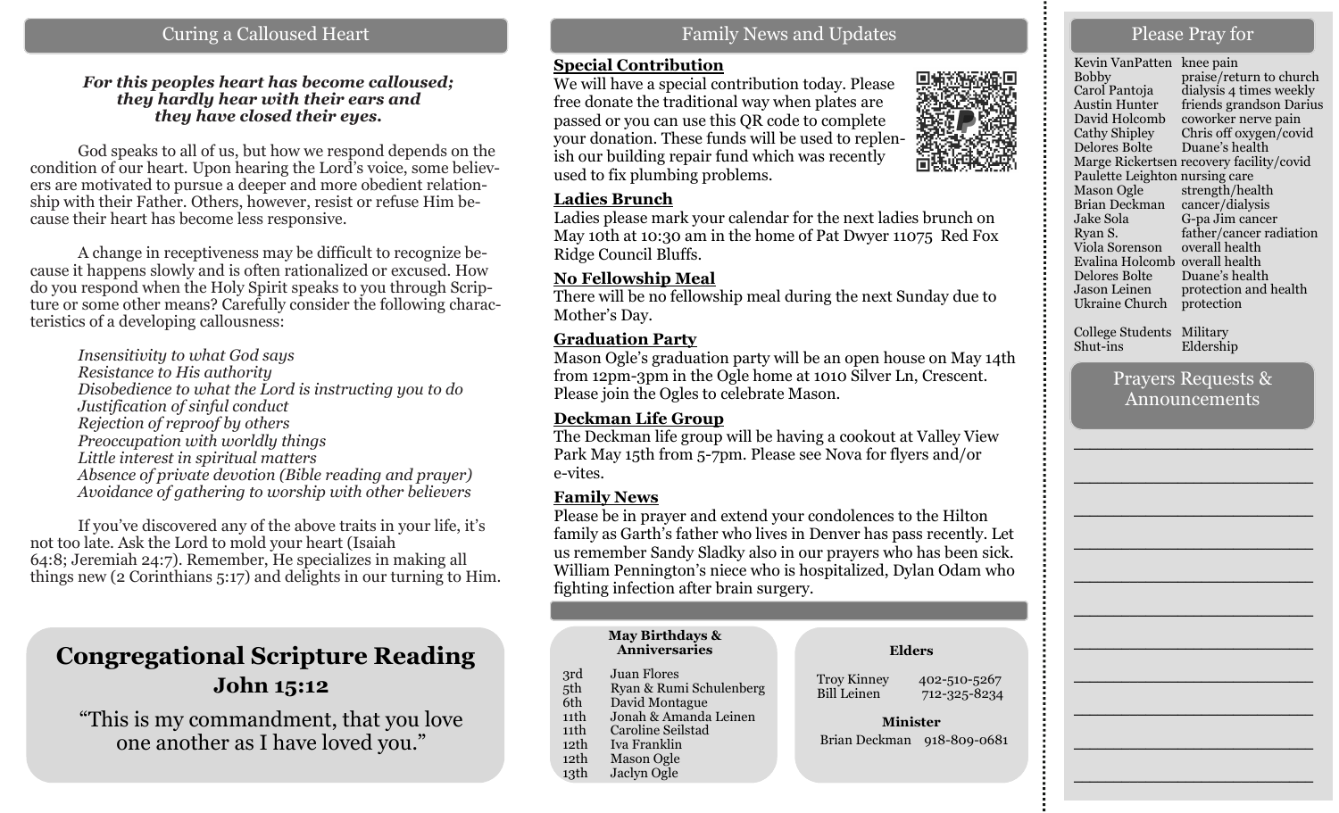## Curing a Calloused Heart

***For this peoples heart has become calloused; they hardly hear with their ears and they have closed their eyes.***

God speaks to all of us, but how we respond depends on the condition of our heart. Upon hearing the Lord's voice, some believers are motivated to pursue a deeper and more obedient relationship with their Father. Others, however, resist or refuse Him because their heart has become less responsive.

A change in receptiveness may be difficult to recognize because it happens slowly and is often rationalized or excused. How do you respond when the Holy Spirit speaks to you through Scripture or some other means? Carefully consider the following characteristics of a developing callousness:

*Insensitivity to what God says*
*Resistance to His authority*
*Disobedience to what the Lord is instructing you to do*
*Justification of sinful conduct*
*Rejection of reproof by others*
*Preoccupation with worldly things*
*Little interest in spiritual matters*
*Absence of private devotion (Bible reading and prayer)*
*Avoidance of gathering to worship with other believers*

If you've discovered any of the above traits in your life, it's not too late. Ask the Lord to mold your heart (Isaiah 64:8; Jeremiah 24:7). Remember, He specializes in making all things new (2 Corinthians 5:17) and delights in our turning to Him.

## Congregational Scripture Reading
### John 15:12

"This is my commandment, that you love one another as I have loved you."

## Family News and Updates

**Special Contribution**
We will have a special contribution today. Please free donate the traditional way when plates are passed or you can use this QR code to complete your donation. These funds will be used to replenish our building repair fund which was recently used to fix plumbing problems.

**Ladies Brunch**
Ladies please mark your calendar for the next ladies brunch on May 10th at 10:30 am in the home of Pat Dwyer 11075 Red Fox Ridge Council Bluffs.

**No Fellowship Meal**
There will be no fellowship meal during the next Sunday due to Mother's Day.

**Graduation Party**
Mason Ogle's graduation party will be an open house on May 14th from 12pm-3pm in the Ogle home at 1010 Silver Ln, Crescent. Please join the Ogles to celebrate Mason.

**Deckman Life Group**
The Deckman life group will be having a cookout at Valley View Park May 15th from 5-7pm. Please see Nova for flyers and/or e-vites.

**Family News**
Please be in prayer and extend your condolences to the Hilton family as Garth's father who lives in Denver has pass recently. Let us remember Sandy Sladky also in our prayers who has been sick. William Pennington's niece who is hospitalized, Dylan Odam who fighting infection after brain surgery.

**May Birthdays & Anniversaries**

| | |
|---|---|
| 3rd | Juan Flores |
| 5th | Ryan & Rumi Schulenberg |
| 6th | David Montague |
| 11th | Jonah & Amanda Leinen |
| 11th | Caroline Seilstad |
| 12th | Iva Franklin |
| 12th | Mason Ogle |
| 13th | Jaclyn Ogle |

**Elders**

| | |
|---|---|
| Troy Kinney | 402-510-5267 |
| Bill Leinen | 712-325-8234 |

**Minister**

Brian Deckman 918-809-0681

## Please Pray for

| | |
|---|---|
| Kevin VanPatten | knee pain |
| Bobby | praise/return to church |
| Carol Pantoja | dialysis 4 times weekly |
| Austin Hunter | friends grandson Darius |
| David Holcomb | coworker nerve pain |
| Cathy Shipley | Chris off oxygen/covid |
| Delores Bolte | Duane's health |
| Marge Rickertsen | recovery facility/covid |
| Paulette Leighton | nursing care |
| Mason Ogle | strength/health |
| Brian Deckman | cancer/dialysis |
| Jake Sola | G-pa Jim cancer |
| Ryan S. | father/cancer radiation |
| Viola Sorenson | overall health |
| Evalina Holcomb | overall health |
| Delores Bolte | Duane's health |
| Jason Leinen | protection and health |
| Ukraine Church | protection |
| College Students | Military |
| Shut-ins | Eldership |

## Prayers Requests & Announcements

___________________________

___________________________

___________________________

___________________________

___________________________

___________________________

___________________________

___________________________

___________________________

___________________________

___________________________